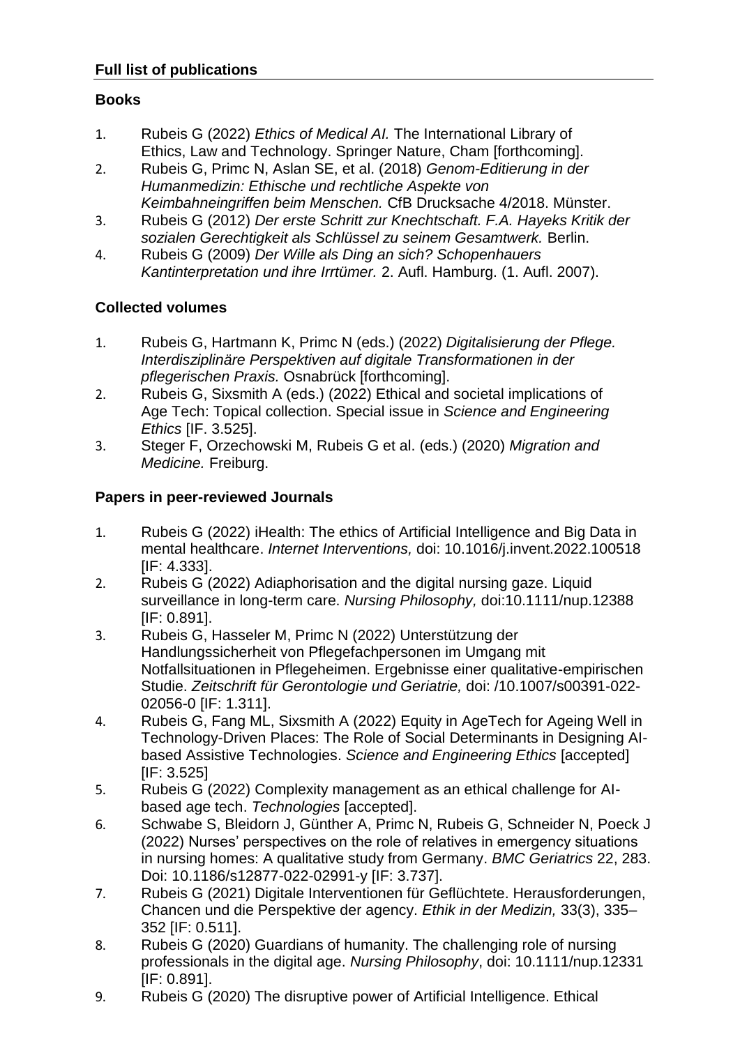## Full list of publications

### Books

1. Rubeis G (2022) *Ethics of Medical AI.* The International Library of Ethics, Law and Technology. Springer Nature, Cham [forthcoming].
2. Rubeis G, Primc N, Aslan SE, et al. (2018) *Genom-Editierung in der Humanmedizin: Ethische und rechtliche Aspekte von Keimbahneingriffen beim Menschen.* CfB Drucksache 4/2018. Münster.
3. Rubeis G (2012) *Der erste Schritt zur Knechtschaft. F.A. Hayeks Kritik der sozialen Gerechtigkeit als Schlüssel zu seinem Gesamtwerk.* Berlin.
4. Rubeis G (2009) *Der Wille als Ding an sich? Schopenhauers Kantinterpretation und ihre Irrtümer.* 2. Aufl. Hamburg. (1. Aufl. 2007).

### Collected volumes

1. Rubeis G, Hartmann K, Primc N (eds.) (2022) *Digitalisierung der Pflege. Interdisziplinäre Perspektiven auf digitale Transformationen in der pflegerischen Praxis.* Osnabrück [forthcoming].
2. Rubeis G, Sixsmith A (eds.) (2022) Ethical and societal implications of Age Tech: Topical collection. Special issue in *Science and Engineering Ethics* [IF. 3.525].
3. Steger F, Orzechowski M, Rubeis G et al. (eds.) (2020) *Migration and Medicine.* Freiburg.

### Papers in peer-reviewed Journals

1. Rubeis G (2022) iHealth: The ethics of Artificial Intelligence and Big Data in mental healthcare. *Internet Interventions,* doi: 10.1016/j.invent.2022.100518 [IF: 4.333].
2. Rubeis G (2022) Adiaphorisation and the digital nursing gaze. Liquid surveillance in long-term care. *Nursing Philosophy,* doi:10.1111/nup.12388 [IF: 0.891].
3. Rubeis G, Hasseler M, Primc N (2022) Unterstützung der Handlungssicherheit von Pflegefachpersonen im Umgang mit Notfallsituationen in Pflegeheimen. Ergebnisse einer qualitative-empirischen Studie. *Zeitschrift für Gerontologie und Geriatrie,* doi: /10.1007/s00391-022-02056-0 [IF: 1.311].
4. Rubeis G, Fang ML, Sixsmith A (2022) Equity in AgeTech for Ageing Well in Technology-Driven Places: The Role of Social Determinants in Designing AI-based Assistive Technologies. *Science and Engineering Ethics* [accepted] [IF: 3.525]
5. Rubeis G (2022) Complexity management as an ethical challenge for AI-based age tech. *Technologies* [accepted].
6. Schwabe S, Bleidorn J, Günther A, Primc N, Rubeis G, Schneider N, Poeck J (2022) Nurses' perspectives on the role of relatives in emergency situations in nursing homes: A qualitative study from Germany. *BMC Geriatrics* 22, 283. Doi: 10.1186/s12877-022-02991-y [IF: 3.737].
7. Rubeis G (2021) Digitale Interventionen für Geflüchtete. Herausforderungen, Chancen und die Perspektive der agency. *Ethik in der Medizin,* 33(3), 335–352 [IF: 0.511].
8. Rubeis G (2020) Guardians of humanity. The challenging role of nursing professionals in the digital age. *Nursing Philosophy*, doi: 10.1111/nup.12331 [IF: 0.891].
9. Rubeis G (2020) The disruptive power of Artificial Intelligence. Ethical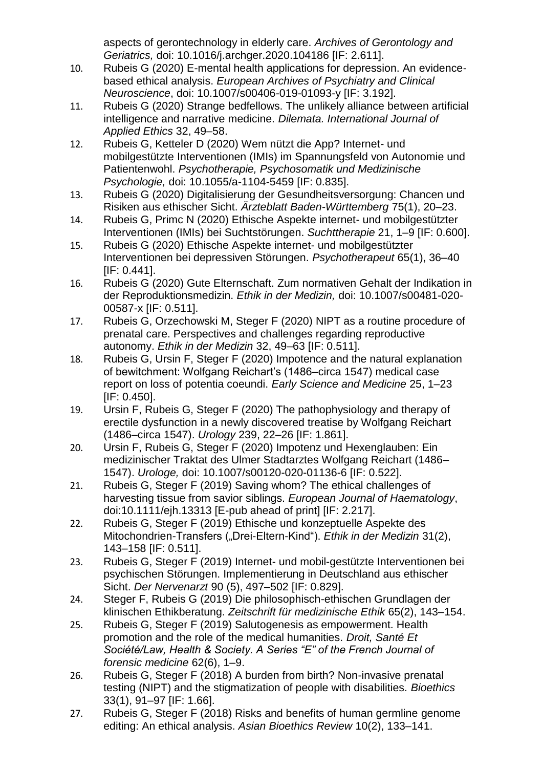aspects of gerontechnology in elderly care. *Archives of Gerontology and Geriatrics,* doi: 10.1016/j.archger.2020.104186 [IF: 2.611].

10. Rubeis G (2020) E-mental health applications for depression. An evidence-based ethical analysis. *European Archives of Psychiatry and Clinical Neuroscience*, doi: 10.1007/s00406-019-01093-y [IF: 3.192].
11. Rubeis G (2020) Strange bedfellows. The unlikely alliance between artificial intelligence and narrative medicine. *Dilemata. International Journal of Applied Ethics* 32, 49–58.
12. Rubeis G, Ketteler D (2020) Wem nützt die App? Internet- und mobilgestützte Interventionen (IMIs) im Spannungsfeld von Autonomie und Patientenwohl. *Psychotherapie, Psychosomatik und Medizinische Psychologie,* doi: 10.1055/a-1104-5459 [IF: 0.835].
13. Rubeis G (2020) Digitalisierung der Gesundheitsversorgung: Chancen und Risiken aus ethischer Sicht. *Ärzteblatt Baden-Württemberg* 75(1), 20–23.
14. Rubeis G, Primc N (2020) Ethische Aspekte internet- und mobilgestützter Interventionen (IMIs) bei Suchtstörungen. *Suchttherapie* 21, 1–9 [IF: 0.600].
15. Rubeis G (2020) Ethische Aspekte internet- und mobilgestützter Interventionen bei depressiven Störungen. *Psychotherapeut* 65(1), 36–40 [IF: 0.441].
16. Rubeis G (2020) Gute Elternschaft. Zum normativen Gehalt der Indikation in der Reproduktionsmedizin. *Ethik in der Medizin,* doi: 10.1007/s00481-020-00587-x [IF: 0.511].
17. Rubeis G, Orzechowski M, Steger F (2020) NIPT as a routine procedure of prenatal care. Perspectives and challenges regarding reproductive autonomy. *Ethik in der Medizin* 32, 49–63 [IF: 0.511].
18. Rubeis G, Ursin F, Steger F (2020) Impotence and the natural explanation of bewitchment: Wolfgang Reichart's (1486–circa 1547) medical case report on loss of potentia coeundi. *Early Science and Medicine* 25, 1–23 [IF: 0.450].
19. Ursin F, Rubeis G, Steger F (2020) The pathophysiology and therapy of erectile dysfunction in a newly discovered treatise by Wolfgang Reichart (1486–circa 1547). *Urology* 239, 22–26 [IF: 1.861].
20. Ursin F, Rubeis G, Steger F (2020) Impotenz und Hexenglauben: Ein medizinischer Traktat des Ulmer Stadtarztes Wolfgang Reichart (1486–1547). *Urologe,* doi: 10.1007/s00120-020-01136-6 [IF: 0.522].
21. Rubeis G, Steger F (2019) Saving whom? The ethical challenges of harvesting tissue from savior siblings. *European Journal of Haematology*, doi:10.1111/ejh.13313 [E-pub ahead of print] [IF: 2.217].
22. Rubeis G, Steger F (2019) Ethische und konzeptuelle Aspekte des Mitochondrien-Transfers („Drei-Eltern-Kind"). *Ethik in der Medizin* 31(2), 143–158 [IF: 0.511].
23. Rubeis G, Steger F (2019) Internet- und mobil-gestützte Interventionen bei psychischen Störungen. Implementierung in Deutschland aus ethischer Sicht. *Der Nervenarzt* 90 (5), 497–502 [IF: 0.829].
24. Steger F, Rubeis G (2019) Die philosophisch-ethischen Grundlagen der klinischen Ethikberatung. *Zeitschrift für medizinische Ethik* 65(2), 143–154.
25. Rubeis G, Steger F (2019) Salutogenesis as empowerment. Health promotion and the role of the medical humanities. *Droit, Santé Et Société/Law, Health & Society. A Series "E" of the French Journal of forensic medicine* 62(6), 1–9.
26. Rubeis G, Steger F (2018) A burden from birth? Non-invasive prenatal testing (NIPT) and the stigmatization of people with disabilities. *Bioethics* 33(1), 91–97 [IF: 1.66].
27. Rubeis G, Steger F (2018) Risks and benefits of human germline genome editing: An ethical analysis. *Asian Bioethics Review* 10(2), 133–141.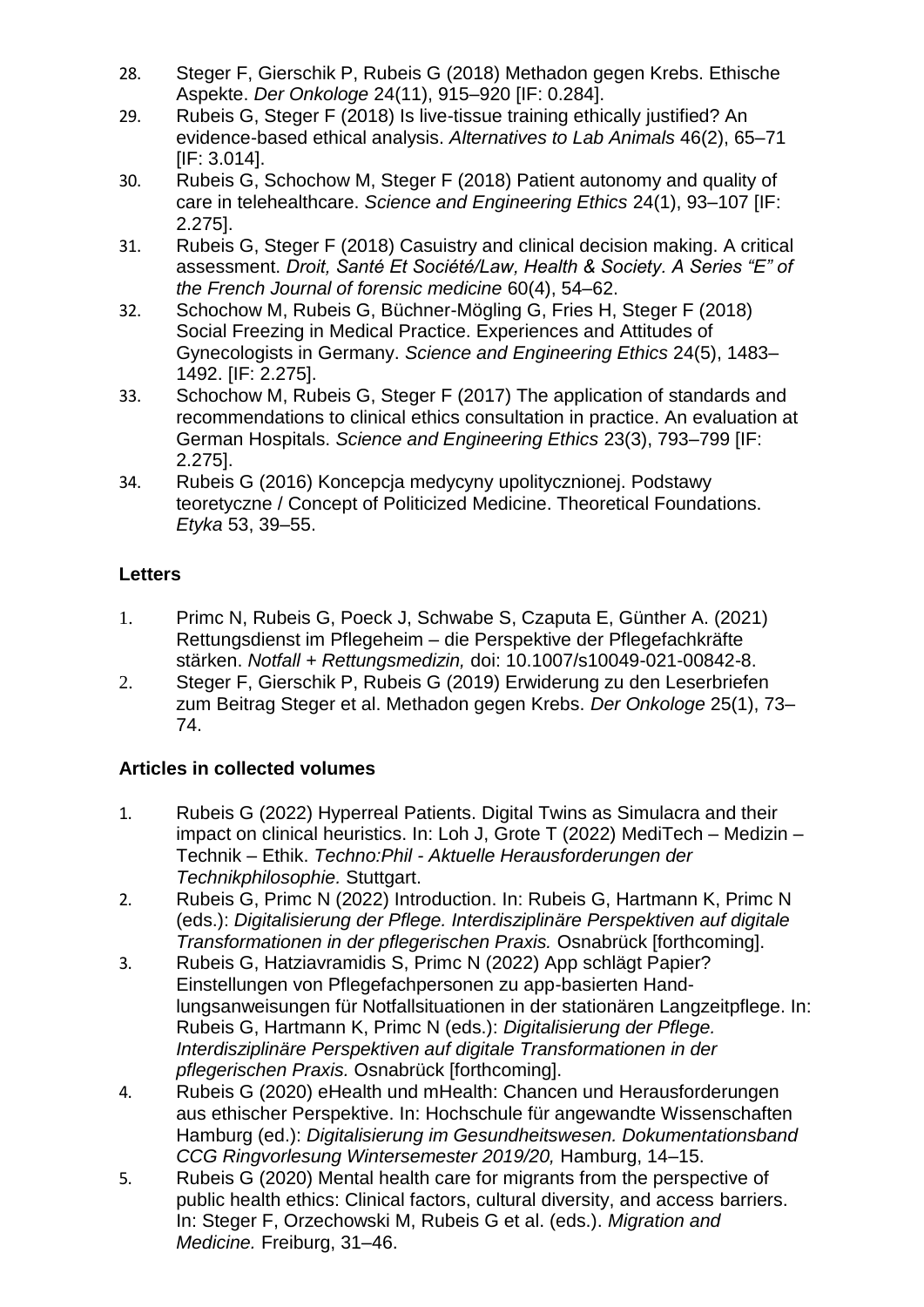28. Steger F, Gierschik P, Rubeis G (2018) Methadon gegen Krebs. Ethische Aspekte. *Der Onkologe* 24(11), 915–920 [IF: 0.284].
29. Rubeis G, Steger F (2018) Is live-tissue training ethically justified? An evidence-based ethical analysis. *Alternatives to Lab Animals* 46(2), 65–71 [IF: 3.014].
30. Rubeis G, Schochow M, Steger F (2018) Patient autonomy and quality of care in telehealthcare. *Science and Engineering Ethics* 24(1), 93–107 [IF: 2.275].
31. Rubeis G, Steger F (2018) Casuistry and clinical decision making. A critical assessment. *Droit, Santé Et Société/Law, Health & Society. A Series "E" of the French Journal of forensic medicine* 60(4), 54–62.
32. Schochow M, Rubeis G, Büchner-Mögling G, Fries H, Steger F (2018) Social Freezing in Medical Practice. Experiences and Attitudes of Gynecologists in Germany. *Science and Engineering Ethics* 24(5), 1483–1492. [IF: 2.275].
33. Schochow M, Rubeis G, Steger F (2017) The application of standards and recommendations to clinical ethics consultation in practice. An evaluation at German Hospitals. *Science and Engineering Ethics* 23(3), 793–799 [IF: 2.275].
34. Rubeis G (2016) Koncepcja medycyny upolitycznionej. Podstawy teoretyczne / Concept of Politicized Medicine. Theoretical Foundations. *Etyka* 53, 39–55.

**Letters**

1. Primc N, Rubeis G, Poeck J, Schwabe S, Czaputa E, Günther A. (2021) Rettungsdienst im Pflegeheim – die Perspektive der Pflegefachkräfte stärken. *Notfall + Rettungsmedizin,* doi: 10.1007/s10049-021-00842-8.
2. Steger F, Gierschik P, Rubeis G (2019) Erwiderung zu den Leserbriefen zum Beitrag Steger et al. Methadon gegen Krebs. *Der Onkologe* 25(1), 73–74.

**Articles in collected volumes**

1. Rubeis G (2022) Hyperreal Patients. Digital Twins as Simulacra and their impact on clinical heuristics. In: Loh J, Grote T (2022) MediTech – Medizin – Technik – Ethik. *Techno:Phil - Aktuelle Herausforderungen der Technikphilosophie.* Stuttgart.
2. Rubeis G, Primc N (2022) Introduction. In: Rubeis G, Hartmann K, Primc N (eds.): *Digitalisierung der Pflege. Interdisziplinäre Perspektiven auf digitale Transformationen in der pflegerischen Praxis.* Osnabrück [forthcoming].
3. Rubeis G, Hatziavramidis S, Primc N (2022) App schlägt Papier? Einstellungen von Pflegefachpersonen zu app-basierten Handlungsanweisungen für Notfallsituationen in der stationären Langzeitpflege. In: Rubeis G, Hartmann K, Primc N (eds.): *Digitalisierung der Pflege. Interdisziplinäre Perspektiven auf digitale Transformationen in der pflegerischen Praxis.* Osnabrück [forthcoming].
4. Rubeis G (2020) eHealth und mHealth: Chancen und Herausforderungen aus ethischer Perspektive. In: Hochschule für angewandte Wissenschaften Hamburg (ed.): *Digitalisierung im Gesundheitswesen. Dokumentationsband CCG Ringvorlesung Wintersemester 2019/20,* Hamburg, 14–15.
5. Rubeis G (2020) Mental health care for migrants from the perspective of public health ethics: Clinical factors, cultural diversity, and access barriers. In: Steger F, Orzechowski M, Rubeis G et al. (eds.). *Migration and Medicine.* Freiburg, 31–46.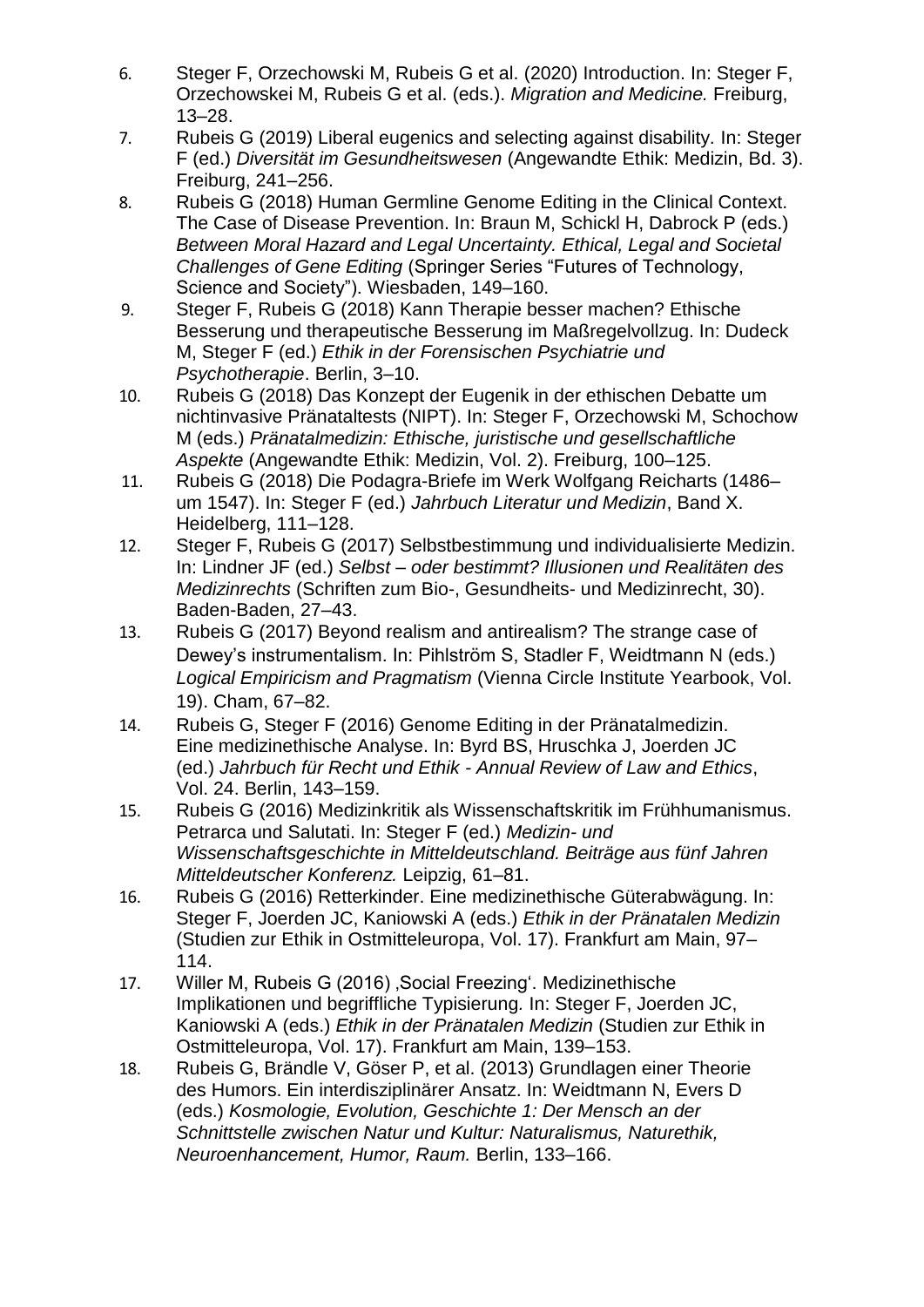6. Steger F, Orzechowski M, Rubeis G et al. (2020) Introduction. In: Steger F, Orzechowskei M, Rubeis G et al. (eds.). *Migration and Medicine.* Freiburg, 13–28.
7. Rubeis G (2019) Liberal eugenics and selecting against disability. In: Steger F (ed.) *Diversität im Gesundheitswesen* (Angewandte Ethik: Medizin, Bd. 3). Freiburg, 241–256.
8. Rubeis G (2018) Human Germline Genome Editing in the Clinical Context. The Case of Disease Prevention. In: Braun M, Schickl H, Dabrock P (eds.) *Between Moral Hazard and Legal Uncertainty. Ethical, Legal and Societal Challenges of Gene Editing* (Springer Series "Futures of Technology, Science and Society"). Wiesbaden, 149–160.
9. Steger F, Rubeis G (2018) Kann Therapie besser machen? Ethische Besserung und therapeutische Besserung im Maßregelvollzug. In: Dudeck M, Steger F (ed.) *Ethik in der Forensischen Psychiatrie und Psychotherapie*. Berlin, 3–10.
10. Rubeis G (2018) Das Konzept der Eugenik in der ethischen Debatte um nichtinvasive Pränataltests (NIPT). In: Steger F, Orzechowski M, Schochow M (eds.) *Pränatalmedizin: Ethische, juristische und gesellschaftliche Aspekte* (Angewandte Ethik: Medizin, Vol. 2). Freiburg, 100–125.
11. Rubeis G (2018) Die Podagra-Briefe im Werk Wolfgang Reicharts (1486–um 1547). In: Steger F (ed.) *Jahrbuch Literatur und Medizin*, Band X. Heidelberg, 111–128.
12. Steger F, Rubeis G (2017) Selbstbestimmung und individualisierte Medizin. In: Lindner JF (ed.) *Selbst – oder bestimmt? Illusionen und Realitäten des Medizinrechts* (Schriften zum Bio-, Gesundheits- und Medizinrecht, 30). Baden-Baden, 27–43.
13. Rubeis G (2017) Beyond realism and antirealism? The strange case of Dewey's instrumentalism. In: Pihlström S, Stadler F, Weidtmann N (eds.) *Logical Empiricism and Pragmatism* (Vienna Circle Institute Yearbook, Vol. 19). Cham, 67–82.
14. Rubeis G, Steger F (2016) Genome Editing in der Pränatalmedizin. Eine medizinethische Analyse. In: Byrd BS, Hruschka J, Joerden JC (ed.) *Jahrbuch für Recht und Ethik - Annual Review of Law and Ethics*, Vol. 24. Berlin, 143–159.
15. Rubeis G (2016) Medizinkritik als Wissenschaftskritik im Frühhumanismus. Petrarca und Salutati. In: Steger F (ed.) *Medizin- und Wissenschaftsgeschichte in Mitteldeutschland. Beiträge aus fünf Jahren Mitteldeutscher Konferenz.* Leipzig, 61–81.
16. Rubeis G (2016) Retterkinder. Eine medizinethische Güterabwägung. In: Steger F, Joerden JC, Kaniowski A (eds.) *Ethik in der Pränatalen Medizin* (Studien zur Ethik in Ostmitteleuropa, Vol. 17). Frankfurt am Main, 97–114.
17. Willer M, Rubeis G (2016) ‚Social Freezing'. Medizinethische Implikationen und begriffliche Typisierung. In: Steger F, Joerden JC, Kaniowski A (eds.) *Ethik in der Pränatalen Medizin* (Studien zur Ethik in Ostmitteleuropa, Vol. 17). Frankfurt am Main, 139–153.
18. Rubeis G, Brändle V, Göser P, et al. (2013) Grundlagen einer Theorie des Humors. Ein interdisziplinärer Ansatz. In: Weidtmann N, Evers D (eds.) *Kosmologie, Evolution, Geschichte 1: Der Mensch an der Schnittstelle zwischen Natur und Kultur: Naturalismus, Naturethik, Neuroenhancement, Humor, Raum.* Berlin, 133–166.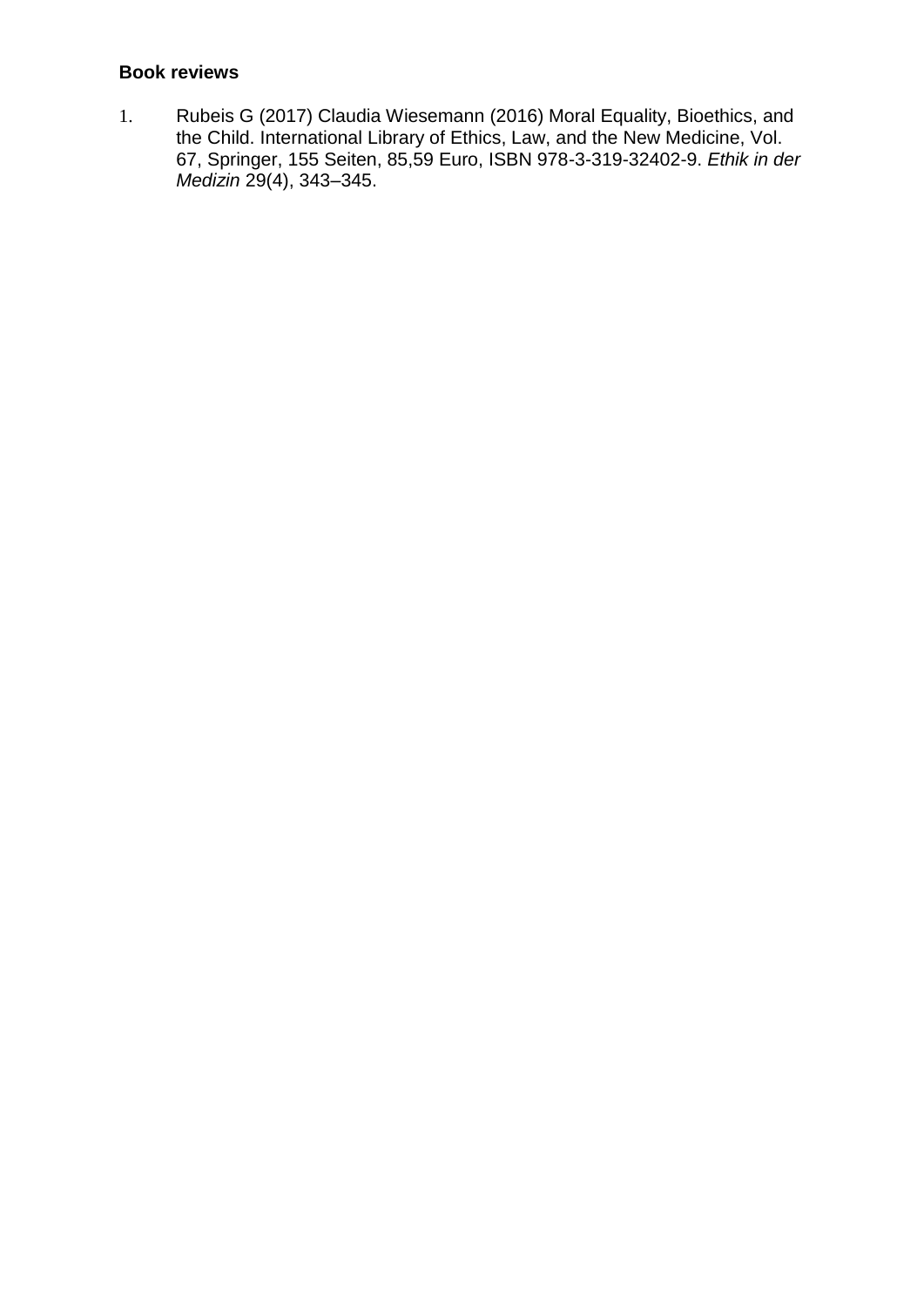**Book reviews**

1. Rubeis G (2017) Claudia Wiesemann (2016) Moral Equality, Bioethics, and the Child. International Library of Ethics, Law, and the New Medicine, Vol. 67, Springer, 155 Seiten, 85,59 Euro, ISBN 978-3-319-32402-9. *Ethik in der Medizin* 29(4), 343–345.